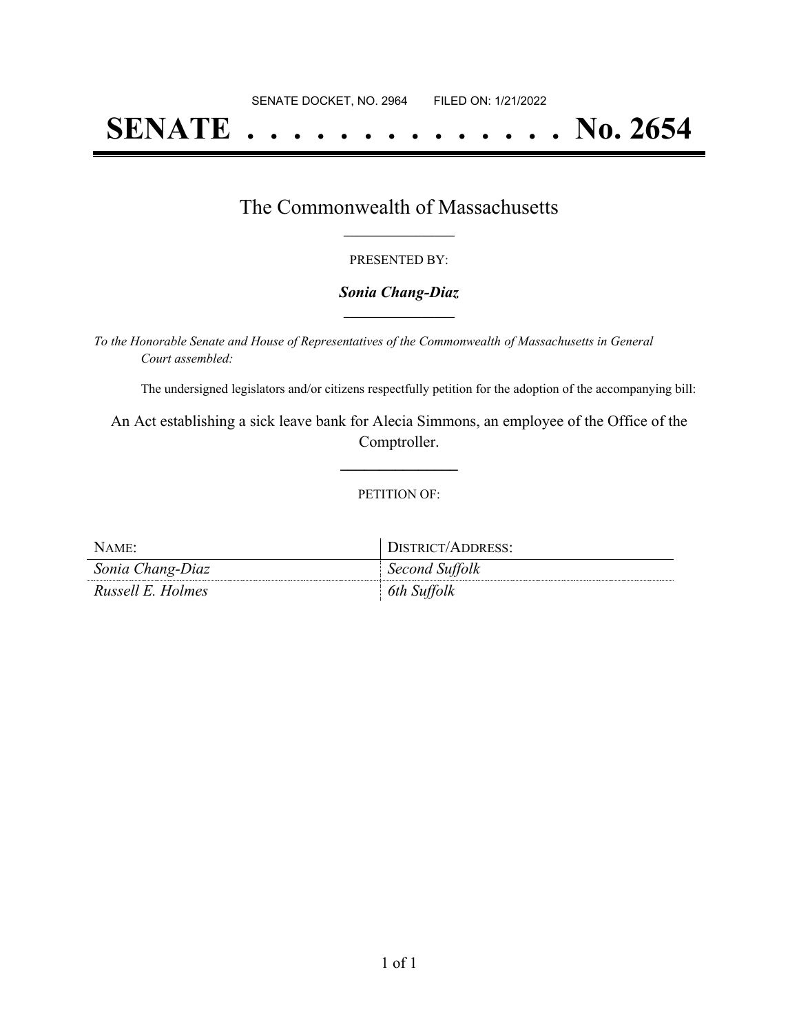SENATE DOCKET, NO. 2964        FILED ON: 1/21/2022

# SENATE . . . . . . . . . . . . . . No. 2654

## The Commonwealth of Massachusetts

PRESENTED BY:

***Sonia Chang-Diaz***

*To the Honorable Senate and House of Representatives of the Commonwealth of Massachusetts in General Court assembled:*

The undersigned legislators and/or citizens respectfully petition for the adoption of the accompanying bill:

An Act establishing a sick leave bank for Alecia Simmons, an employee of the Office of the Comptroller.

PETITION OF:

| NAME: | DISTRICT/ADDRESS: |
| --- | --- |
| *Sonia Chang-Diaz* | *Second Suffolk* |
| *Russell E. Holmes* | *6th Suffolk* |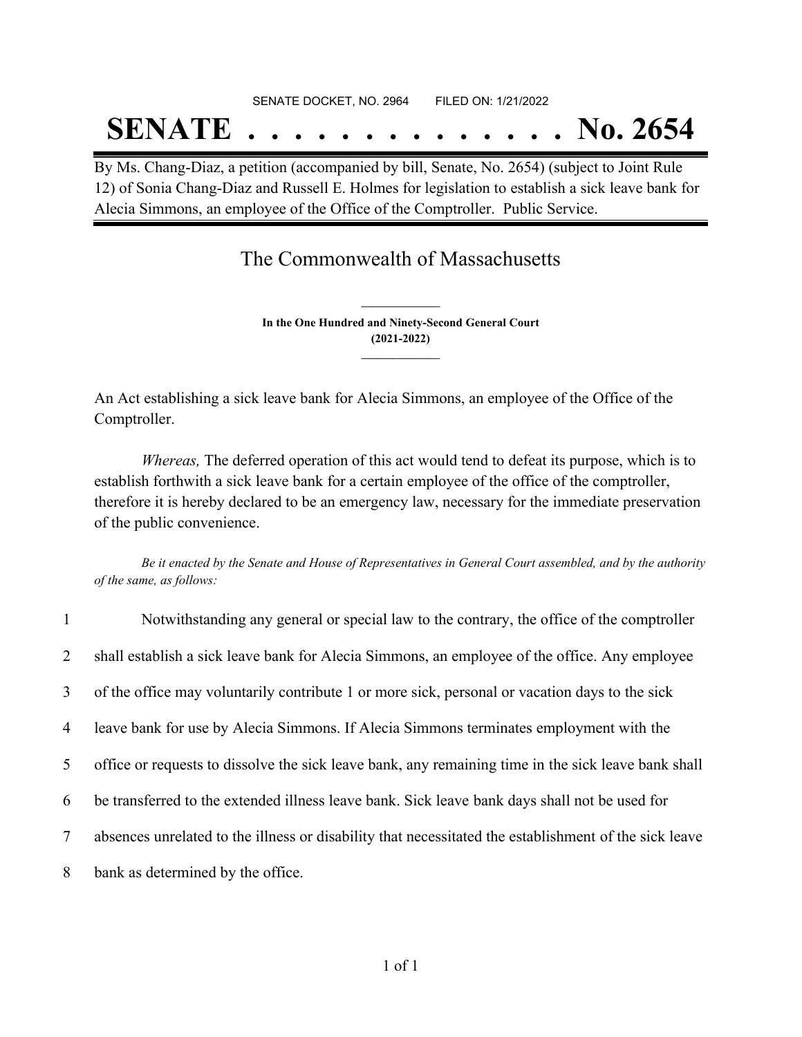SENATE DOCKET, NO. 2964        FILED ON: 1/21/2022

# SENATE . . . . . . . . . . . . . . No. 2654

By Ms. Chang-Diaz, a petition (accompanied by bill, Senate, No. 2654) (subject to Joint Rule 12) of Sonia Chang-Diaz and Russell E. Holmes for legislation to establish a sick leave bank for Alecia Simmons, an employee of the Office of the Comptroller. Public Service.

## The Commonwealth of Massachusetts

**In the One Hundred and Ninety-Second General Court**
**(2021-2022)**

An Act establishing a sick leave bank for Alecia Simmons, an employee of the Office of the Comptroller.

*Whereas,* The deferred operation of this act would tend to defeat its purpose, which is to establish forthwith a sick leave bank for a certain employee of the office of the comptroller, therefore it is hereby declared to be an emergency law, necessary for the immediate preservation of the public convenience.

*Be it enacted by the Senate and House of Representatives in General Court assembled, and by the authority of the same, as follows:*

1 Notwithstanding any general or special law to the contrary, the office of the comptroller
2 shall establish a sick leave bank for Alecia Simmons, an employee of the office. Any employee
3 of the office may voluntarily contribute 1 or more sick, personal or vacation days to the sick
4 leave bank for use by Alecia Simmons. If Alecia Simmons terminates employment with the
5 office or requests to dissolve the sick leave bank, any remaining time in the sick leave bank shall
6 be transferred to the extended illness leave bank. Sick leave bank days shall not be used for
7 absences unrelated to the illness or disability that necessitated the establishment of the sick leave
8 bank as determined by the office.